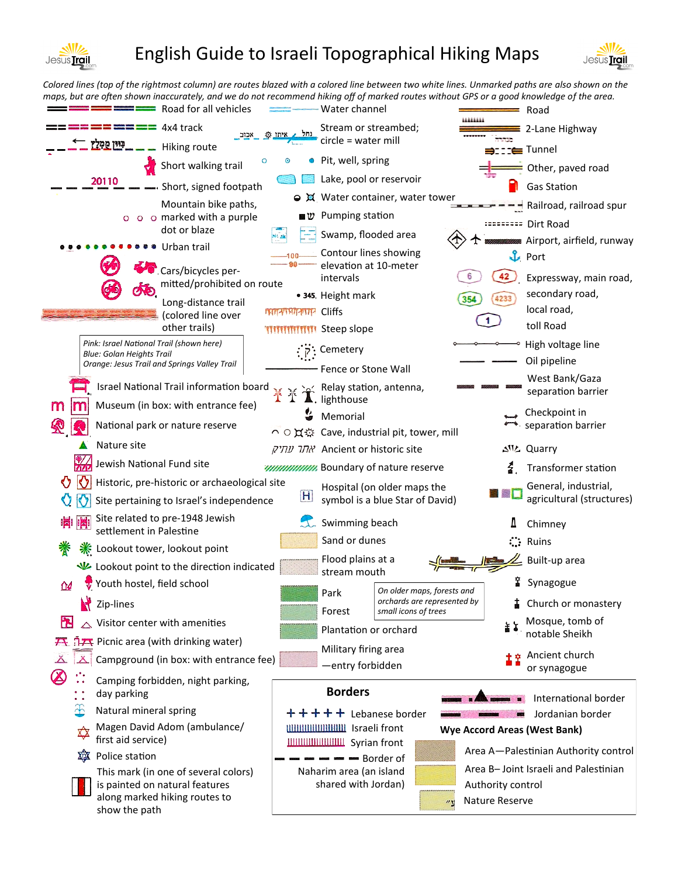# English Guide to Israeli Topographical Hiking Maps

*Colored lines (top of the rightmost column) are routes blazed with a colored line between two white lines. Unmarked paths are also shown on the maps, but are often shown inaccurately, and we do not recommend hiking off of marked routes without GPS or a good knowledge of the area.*

- Road for all vehicles
- 4x4 track
- Hiking route
- Short walking trail
- 20110 Short, signed footpath
- Mountain bike paths, marked with a purple dot or blaze
- Urban trail
- Cars/bicycles permitted/prohibited on route
- Long-distance trail (colored line over other trails)

*Pink: Israel National Trail (shown here)*
*Blue: Golan Heights Trail*
*Orange: Jesus Trail and Springs Valley Trail*

- Israel National Trail information board
- Museum (in box: with entrance fee)
- National park or nature reserve
- Nature site
- Jewish National Fund site
- Historic, pre-historic or archaeological site
- Site pertaining to Israel's independence
- Site related to pre-1948 Jewish settlement in Palestine
- Lookout tower, lookout point
- Lookout point to the direction indicated
- Youth hostel, field school
- Zip-lines
- Visitor center with amenities
- Picnic area (with drinking water)
- Campground (in box: with entrance fee)
- Camping forbidden, night parking, day parking
- Natural mineral spring
- Magen David Adom (ambulance/ first aid service)
- Police station
- This mark (in one of several colors) is painted on natural features along marked hiking routes to show the path

- Water channel
- Stream or streambed; circle = water mill
- Pit, well, spring
- Lake, pool or reservoir
- Water container, water tower
- Pumping station
- Swamp, flooded area
- Contour lines showing elevation at 10-meter intervals
- 345 Height mark
- Cliffs
- Steep slope
- Cemetery
- Fence or Stone Wall
- Relay station, antenna, lighthouse
- Memorial
- Cave, industrial pit, tower, mill
- Ancient or historic site
- Boundary of nature reserve
- Hospital (on older maps the symbol is a blue Star of David)
- Swimming beach
- Sand or dunes
- Flood plains at a stream mouth
- Park
- Forest
- Plantation or orchard
- Military firing area —entry forbidden

*On older maps, forests and orchards are represented by small icons of trees*

- Road
- 2-Lane Highway
- Tunnel
- Other, paved road
- Gas Station
- Railroad, railroad spur
- Dirt Road
- Airport, airfield, runway
- Port
- 6, 42, 354, 4233, 1: Expressway, main road, secondary road, local road, toll Road
- High voltage line
- Oil pipeline
- West Bank/Gaza separation barrier
- Checkpoint in separation barrier
- Quarry
- Transformer station
- General, industrial, agricultural (structures)
- Chimney
- Ruins
- Built-up area
- Synagogue
- Church or monastery
- Mosque, tomb of notable Sheikh
- Ancient church or synagogue

## Borders

- Lebanese border
- Israeli front
- Syrian front
- Border of Naharim area (an island shared with Jordan)
- International border
- Jordanian border

**Wye Accord Areas (West Bank)**

- Area A—Palestinian Authority control
- Area B– Joint Israeli and Palestinian Authority control
- Nature Reserve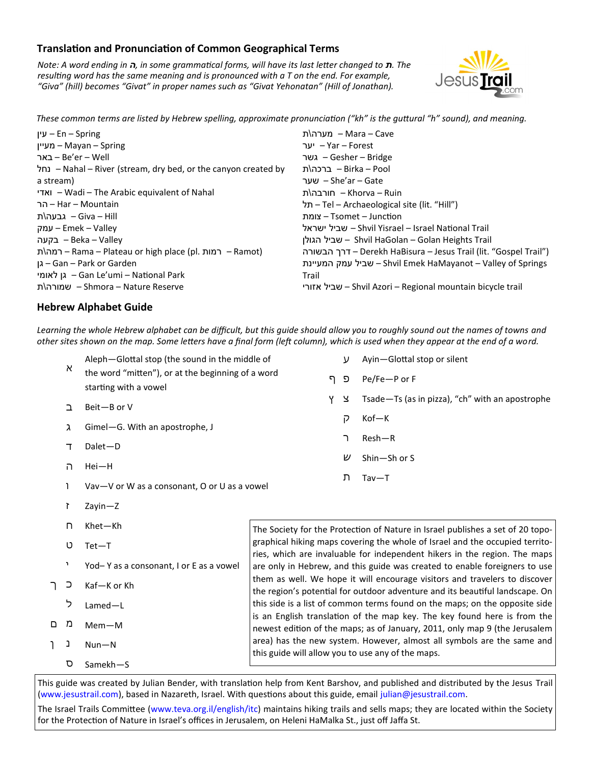## Translation and Pronunciation of Common Geographical Terms

*Note: A word ending in* **ה***, in some grammatical forms, will have its last letter changed to* **ת***. The resulting word has the same meaning and is pronounced with a T on the end. For example, "Giva" (hill) becomes "Givat" in proper names such as "Givat Yehonatan" (Hill of Jonathan).*

*These common terms are listed by Hebrew spelling, approximate pronunciation ("kh" is the guttural "h" sound), and meaning.*

- עין – En – Spring
- מעיין – Mayan – Spring
- באר – Be'er – Well
- נחל – Nahal – River (stream, dry bed, or the canyon created by a stream)
- ואדי – Wadi – The Arabic equivalent of Nahal
- הר – Har – Mountain
- גבעה\ת – Giva – Hill
- עמק – Emek – Valley
- בקעה – Beka – Valley
- רמה\ת – Rama – Plateau or high place (pl. רמות – Ramot)
- גן – Gan – Park or Garden
- גן לאומי – Gan Le'umi – National Park
- שמורה\ת – Shmora – Nature Reserve
- מערה\ת – Mara – Cave
- יער – Yar – Forest
- גשר – Gesher – Bridge
- ברכה\ת – Birka – Pool
- שער – She'ar – Gate
- חורבה\ת – Khorva – Ruin
- תל – Tel – Archaeological site (lit. "Hill")
- צומת – Tsomet – Junction
- שביל ישראל – Shvil Yisrael – Israel National Trail
- שביל הגולן – Shvil HaGolan – Golan Heights Trail
- דרך הבשורה – Derekh HaBisura – Jesus Trail (lit. "Gospel Trail")
- שביל עמק המעיינות – Shvil Emek HaMayanot – Valley of Springs Trail
- שביל אזורי – Shvil Azori – Regional mountain bicycle trail

## Hebrew Alphabet Guide

*Learning the whole Hebrew alphabet can be difficult, but this guide should allow you to roughly sound out the names of towns and other sites shown on the map. Some letters have a final form (left column), which is used when they appear at the end of a word.*

| Final form | Letter | Name and sound |
|---|---|---|
| | א | Aleph—Glottal stop (the sound in the middle of the word "mitten"), or at the beginning of a word starting with a vowel |
| | ב | Beit—B or V |
| | ג | Gimel—G. With an apostrophe, J |
| | ד | Dalet—D |
| | ה | Hei—H |
| | ו | Vav—V or W as a consonant, O or U as a vowel |
| | ז | Zayin—Z |
| | ח | Khet—Kh |
| | ט | Tet—T |
| | י | Yod– Y as a consonant, I or E as a vowel |
| ך | כ | Kaf—K or Kh |
| | ל | Lamed—L |
| ם | מ | Mem—M |
| ן | נ | Nun—N |
| | ס | Samekh—S |
| | ע | Ayin—Glottal stop or silent |
| ף | פ | Pe/Fe—P or F |
| ץ | צ | Tsade—Ts (as in pizza), "ch" with an apostrophe |
| | ק | Kof—K |
| | ר | Resh—R |
| | ש | Shin—Sh or S |
| | ת | Tav—T |

The Society for the Protection of Nature in Israel publishes a set of 20 topographical hiking maps covering the whole of Israel and the occupied territories, which are invaluable for independent hikers in the region. The maps are only in Hebrew, and this guide was created to enable foreigners to use them as well. We hope it will encourage visitors and travelers to discover the region's potential for outdoor adventure and its beautiful landscape. On this side is a list of common terms found on the maps; on the opposite side is an English translation of the map key. The key found here is from the newest edition of the maps; as of January, 2011, only map 9 (the Jerusalem area) has the new system. However, almost all symbols are the same and this guide will allow you to use any of the maps.

This guide was created by Julian Bender, with translation help from Kent Barshov, and published and distributed by the Jesus Trail (www.jesustrail.com), based in Nazareth, Israel. With questions about this guide, email julian@jesustrail.com.

The Israel Trails Committee (www.teva.org.il/english/itc) maintains hiking trails and sells maps; they are located within the Society for the Protection of Nature in Israel's offices in Jerusalem, on Heleni HaMalka St., just off Jaffa St.